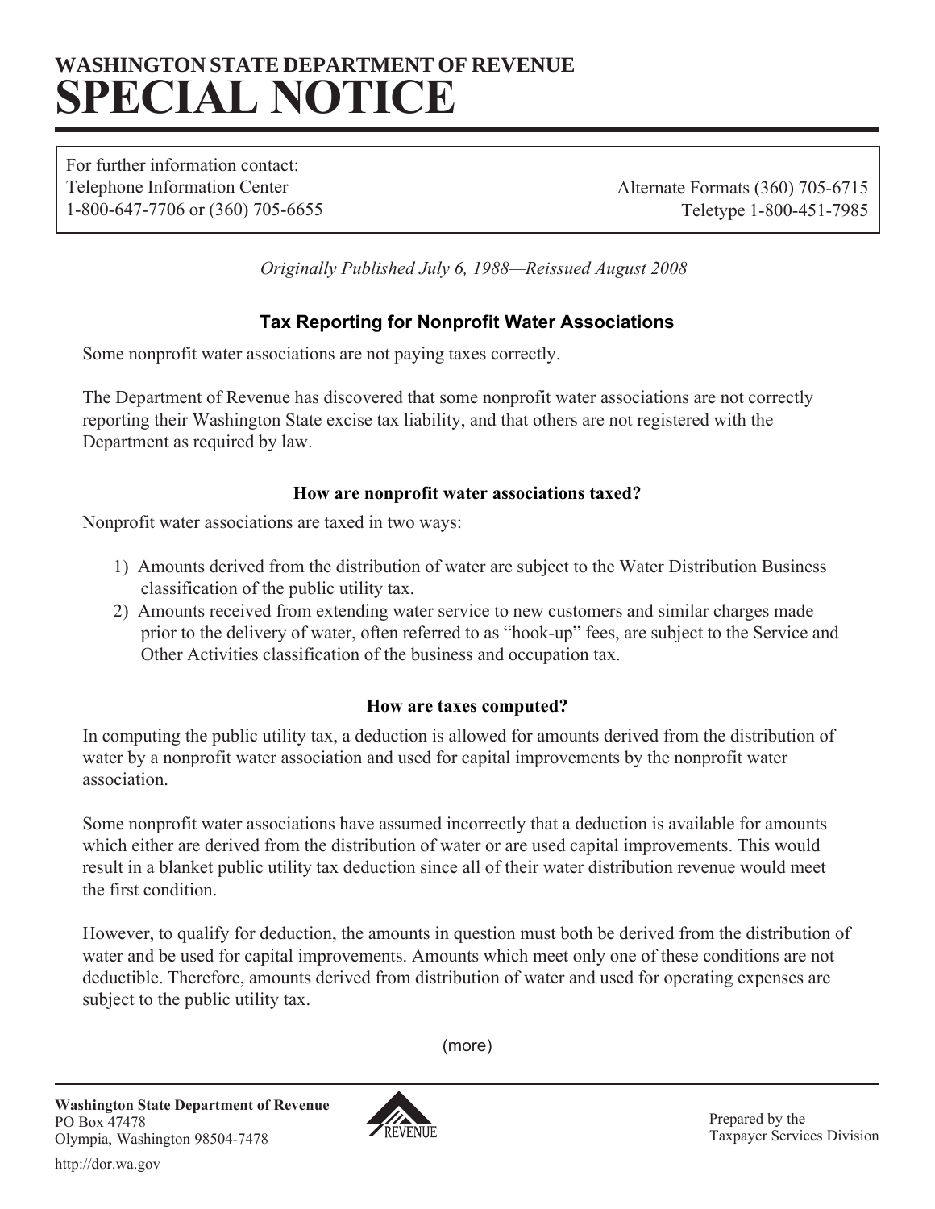**WASHINGTON STATE DEPARTMENT OF REVENUE**

# SPECIAL NOTICE

For further information contact:
Telephone Information Center
1-800-647-7706 or (360) 705-6655

Alternate Formats (360) 705-6715
Teletype 1-800-451-7985

*Originally Published July 6, 1988—Reissued August 2008*

## Tax Reporting for Nonprofit Water Associations

Some nonprofit water associations are not paying taxes correctly.

The Department of Revenue has discovered that some nonprofit water associations are not correctly reporting their Washington State excise tax liability, and that others are not registered with the Department as required by law.

### How are nonprofit water associations taxed?

Nonprofit water associations are taxed in two ways:

1) Amounts derived from the distribution of water are subject to the Water Distribution Business classification of the public utility tax.
2) Amounts received from extending water service to new customers and similar charges made prior to the delivery of water, often referred to as "hook-up" fees, are subject to the Service and Other Activities classification of the business and occupation tax.

### How are taxes computed?

In computing the public utility tax, a deduction is allowed for amounts derived from the distribution of water by a nonprofit water association and used for capital improvements by the nonprofit water association.

Some nonprofit water associations have assumed incorrectly that a deduction is available for amounts which either are derived from the distribution of water or are used capital improvements. This would result in a blanket public utility tax deduction since all of their water distribution revenue would meet the first condition.

However, to qualify for deduction, the amounts in question must both be derived from the distribution of water and be used for capital improvements. Amounts which meet only one of these conditions are not deductible. Therefore, amounts derived from distribution of water and used for operating expenses are subject to the public utility tax.

(more)

**Washington State Department of Revenue**
PO Box 47478
Olympia, Washington 98504-7478

http://dor.wa.gov

Prepared by the
Taxpayer Services Division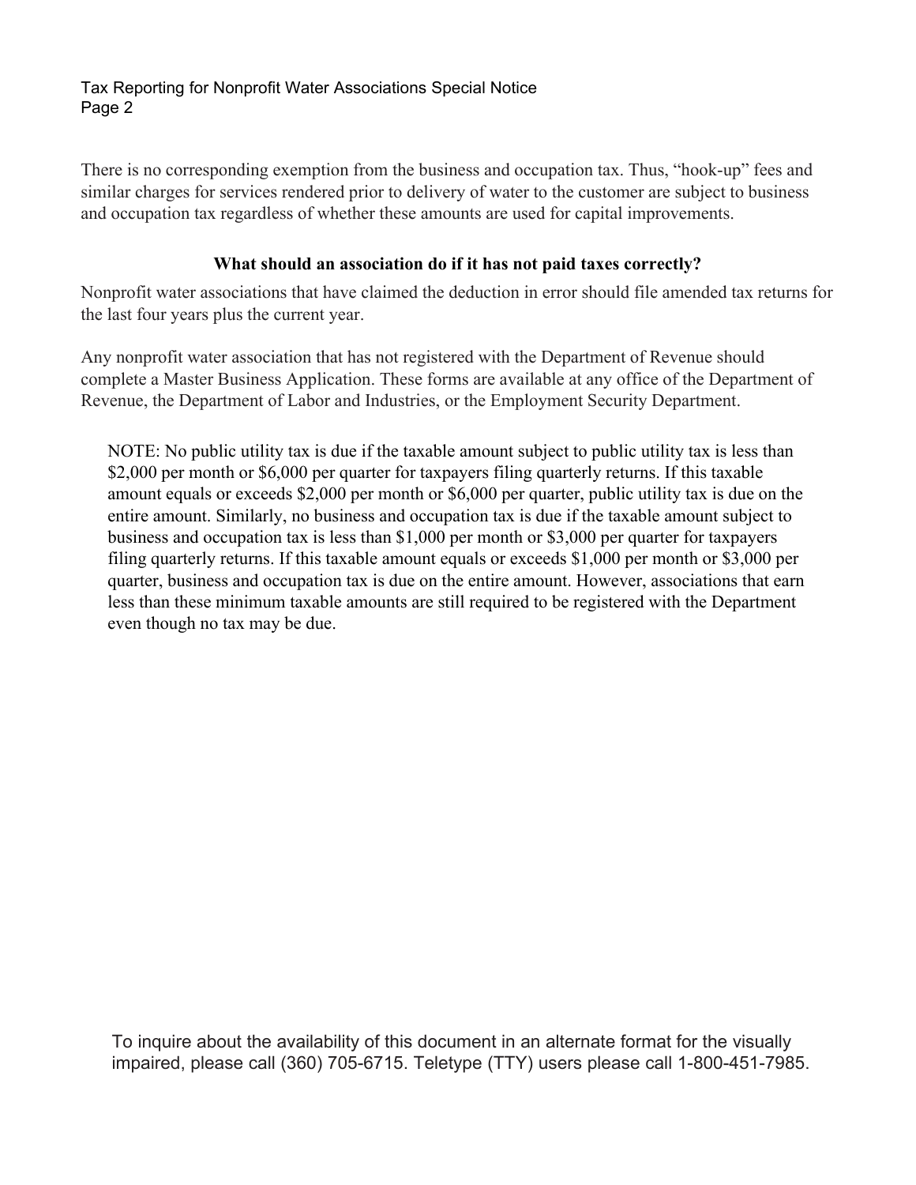There is no corresponding exemption from the business and occupation tax. Thus, "hook-up" fees and similar charges for services rendered prior to delivery of water to the customer are subject to business and occupation tax regardless of whether these amounts are used for capital improvements.

### What should an association do if it has not paid taxes correctly?

Nonprofit water associations that have claimed the deduction in error should file amended tax returns for the last four years plus the current year.

Any nonprofit water association that has not registered with the Department of Revenue should complete a Master Business Application. These forms are available at any office of the Department of Revenue, the Department of Labor and Industries, or the Employment Security Department.

> NOTE: No public utility tax is due if the taxable amount subject to public utility tax is less than $2,000 per month or $6,000 per quarter for taxpayers filing quarterly returns. If this taxable amount equals or exceeds $2,000 per month or $6,000 per quarter, public utility tax is due on the entire amount. Similarly, no business and occupation tax is due if the taxable amount subject to business and occupation tax is less than $1,000 per month or $3,000 per quarter for taxpayers filing quarterly returns. If this taxable amount equals or exceeds $1,000 per month or $3,000 per quarter, business and occupation tax is due on the entire amount. However, associations that earn less than these minimum taxable amounts are still required to be registered with the Department even though no tax may be due.

To inquire about the availability of this document in an alternate format for the visually impaired, please call (360) 705-6715. Teletype (TTY) users please call 1-800-451-7985.